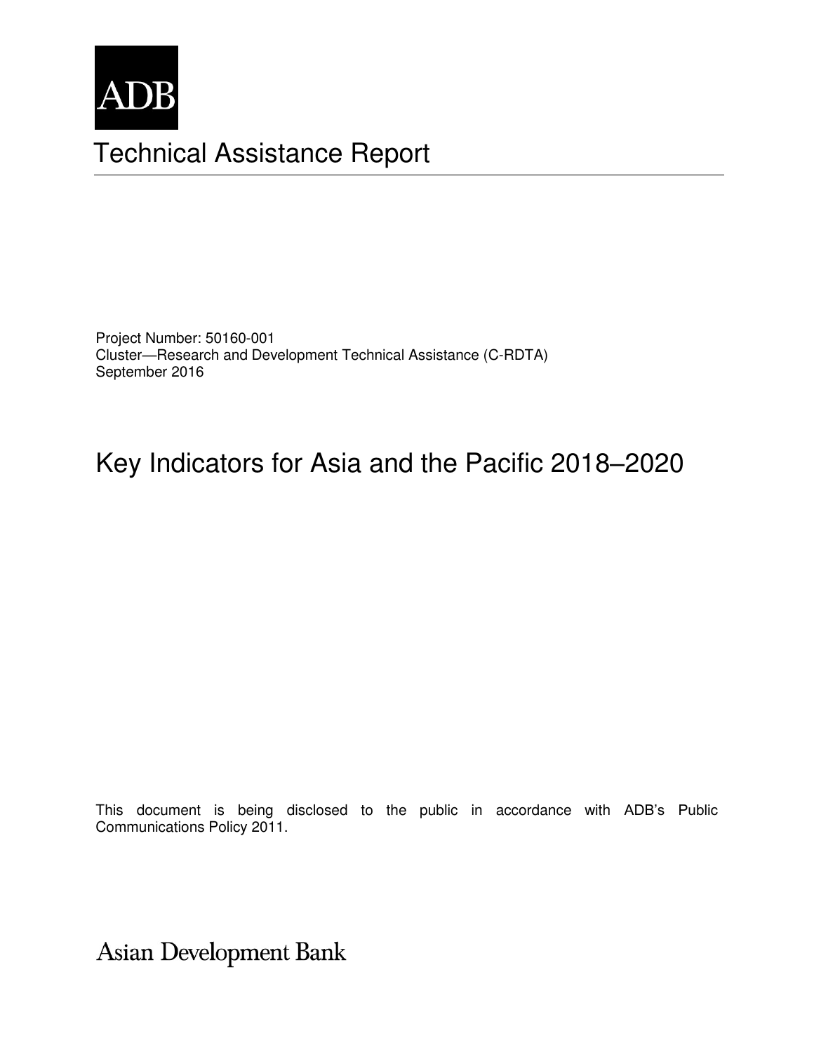ADB

# Technical Assistance Report

Project Number: 50160-001
Cluster—Research and Development Technical Assistance (C-RDTA)
September 2016

## Key Indicators for Asia and the Pacific 2018–2020

This document is being disclosed to the public in accordance with ADB's Public Communications Policy 2011.

Asian Development Bank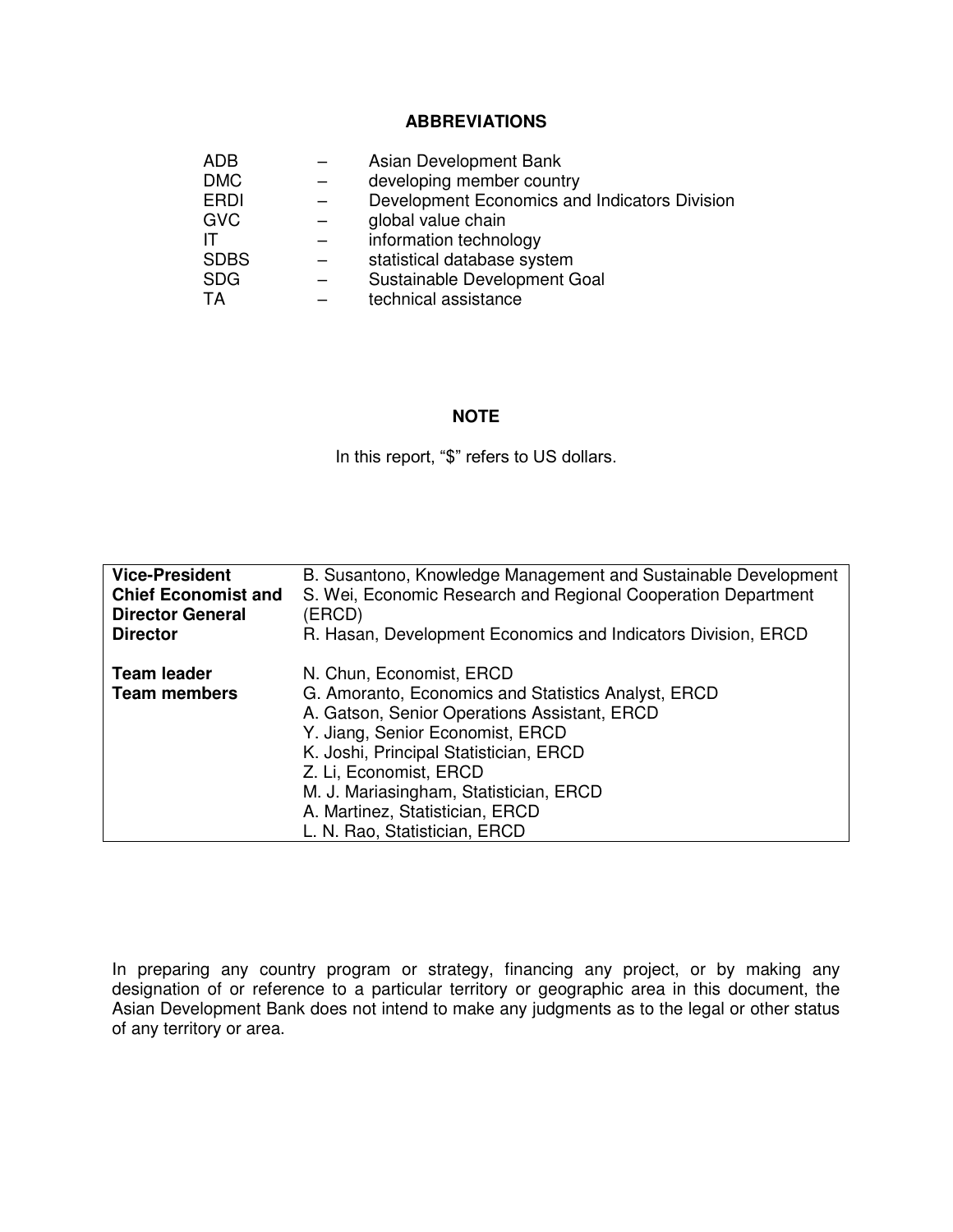## ABBREVIATIONS

| | | |
|---|---|---|
| ADB | – | Asian Development Bank |
| DMC | – | developing member country |
| ERDI | – | Development Economics and Indicators Division |
| GVC | – | global value chain |
| IT | – | information technology |
| SDBS | – | statistical database system |
| SDG | – | Sustainable Development Goal |
| TA | – | technical assistance |

## NOTE

In this report, "$" refers to US dollars.

| | |
|---|---|
| **Vice-President** | B. Susantono, Knowledge Management and Sustainable Development |
| **Chief Economist and Director General** | S. Wei, Economic Research and Regional Cooperation Department (ERCD) |
| **Director** | R. Hasan, Development Economics and Indicators Division, ERCD |
| | |
| **Team leader** | N. Chun, Economist, ERCD |
| **Team members** | G. Amoranto, Economics and Statistics Analyst, ERCD |
| | A. Gatson, Senior Operations Assistant, ERCD |
| | Y. Jiang, Senior Economist, ERCD |
| | K. Joshi, Principal Statistician, ERCD |
| | Z. Li, Economist, ERCD |
| | M. J. Mariasingham, Statistician, ERCD |
| | A. Martinez, Statistician, ERCD |
| | L. N. Rao, Statistician, ERCD |

In preparing any country program or strategy, financing any project, or by making any designation of or reference to a particular territory or geographic area in this document, the Asian Development Bank does not intend to make any judgments as to the legal or other status of any territory or area.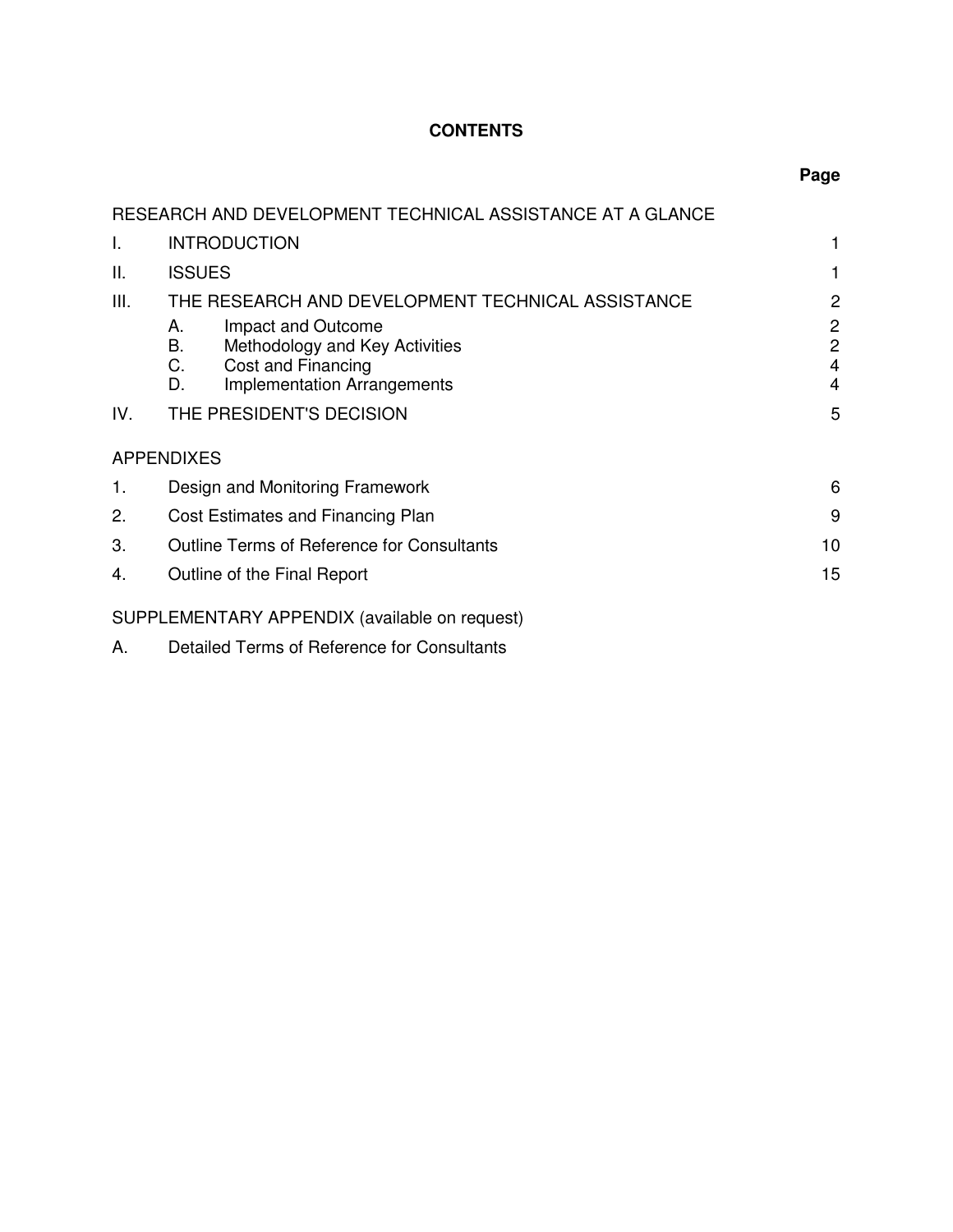# CONTENTS

| | | Page |
|---|---|---|
| RESEARCH AND DEVELOPMENT TECHNICAL ASSISTANCE AT A GLANCE | | |
| I. | INTRODUCTION | 1 |
| II. | ISSUES | 1 |
| III. | THE RESEARCH AND DEVELOPMENT TECHNICAL ASSISTANCE | 2 |
| | A. Impact and Outcome | 2 |
| | B. Methodology and Key Activities | 2 |
| | C. Cost and Financing | 4 |
| | D. Implementation Arrangements | 4 |
| IV. | THE PRESIDENT'S DECISION | 5 |
| APPENDIXES | | |
| 1. | Design and Monitoring Framework | 6 |
| 2. | Cost Estimates and Financing Plan | 9 |
| 3. | Outline Terms of Reference for Consultants | 10 |
| 4. | Outline of the Final Report | 15 |
| SUPPLEMENTARY APPENDIX (available on request) | | |
| A. | Detailed Terms of Reference for Consultants | |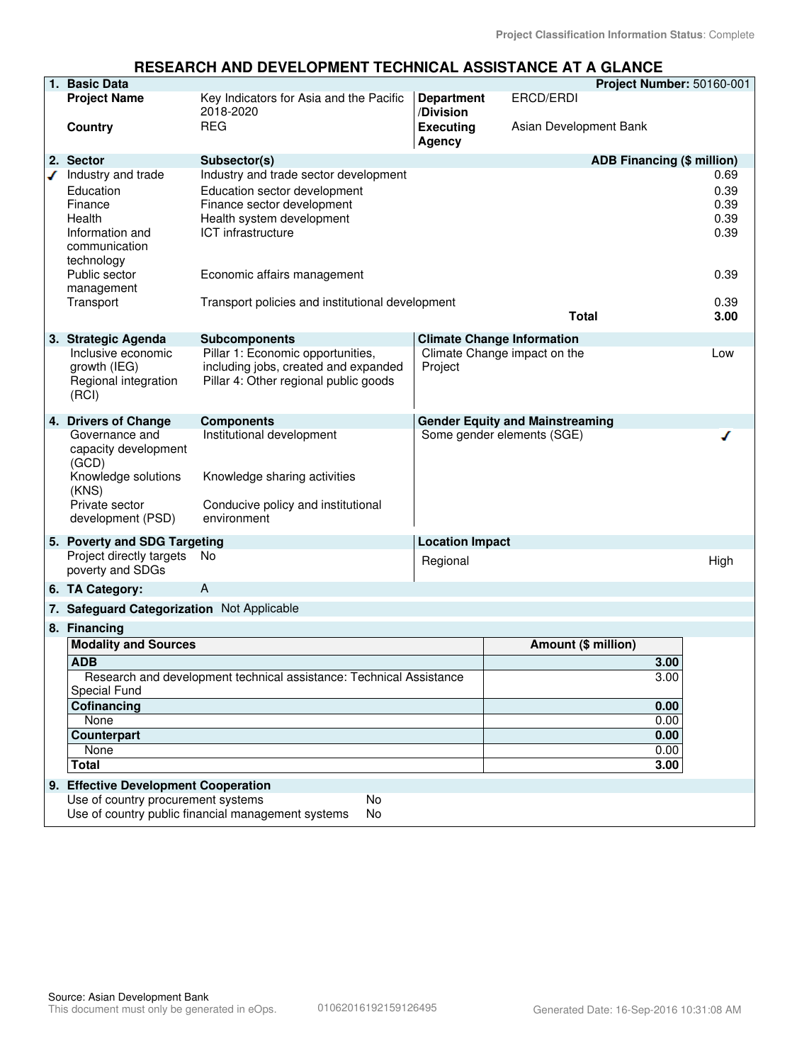Project Classification Information Status: Complete

# RESEARCH AND DEVELOPMENT TECHNICAL ASSISTANCE AT A GLANCE

| **1. Basic Data** | | | **Project Number:** 50160-001 |
|---|---|---|---|
| **Project Name** | Key Indicators for Asia and the Pacific 2018-2020 | **Department /Division** | ERCD/ERDI |
| **Country** | REG | **Executing Agency** | Asian Development Bank |

| **2. Sector** | **Subsector(s)** | **ADB Financing ($ million)** |
|---|---|---|
| ✓ Industry and trade | Industry and trade sector development | 0.69 |
| Education | Education sector development | 0.39 |
| Finance | Finance sector development | 0.39 |
| Health | Health system development | 0.39 |
| Information and communication technology | ICT infrastructure | 0.39 |
| Public sector management | Economic affairs management | 0.39 |
| Transport | Transport policies and institutional development | 0.39 |
| | **Total** | **3.00** |

| **3. Strategic Agenda** | **Subcomponents** | **Climate Change Information** | |
|---|---|---|---|
| Inclusive economic growth (IEG) | Pillar 1: Economic opportunities, including jobs, created and expanded | Climate Change impact on the Project | Low |
| Regional integration (RCI) | Pillar 4: Other regional public goods | | |

| **4. Drivers of Change** | **Components** | **Gender Equity and Mainstreaming** | |
|---|---|---|---|
| Governance and capacity development (GCD) | Institutional development | Some gender elements (SGE) | ✓ |
| Knowledge solutions (KNS) | Knowledge sharing activities | | |
| Private sector development (PSD) | Conducive policy and institutional environment | | |

| **5. Poverty and SDG Targeting** | | **Location Impact** | |
|---|---|---|---|
| Project directly targets poverty and SDGs | No | Regional | High |

**6. TA Category:** A

**7. Safeguard Categorization** Not Applicable

**8. Financing**

| **Modality and Sources** | **Amount ($ million)** |
|---|---|
| **ADB** | **3.00** |
| Research and development technical assistance: Technical Assistance Special Fund | 3.00 |
| **Cofinancing** | **0.00** |
| None | 0.00 |
| **Counterpart** | **0.00** |
| None | 0.00 |
| **Total** | **3.00** |

**9. Effective Development Cooperation**

| | |
|---|---|
| Use of country procurement systems | No |
| Use of country public financial management systems | No |

Source: Asian Development Bank
This document must only be generated in eOps. 01062016192159126495 Generated Date: 16-Sep-2016 10:31:08 AM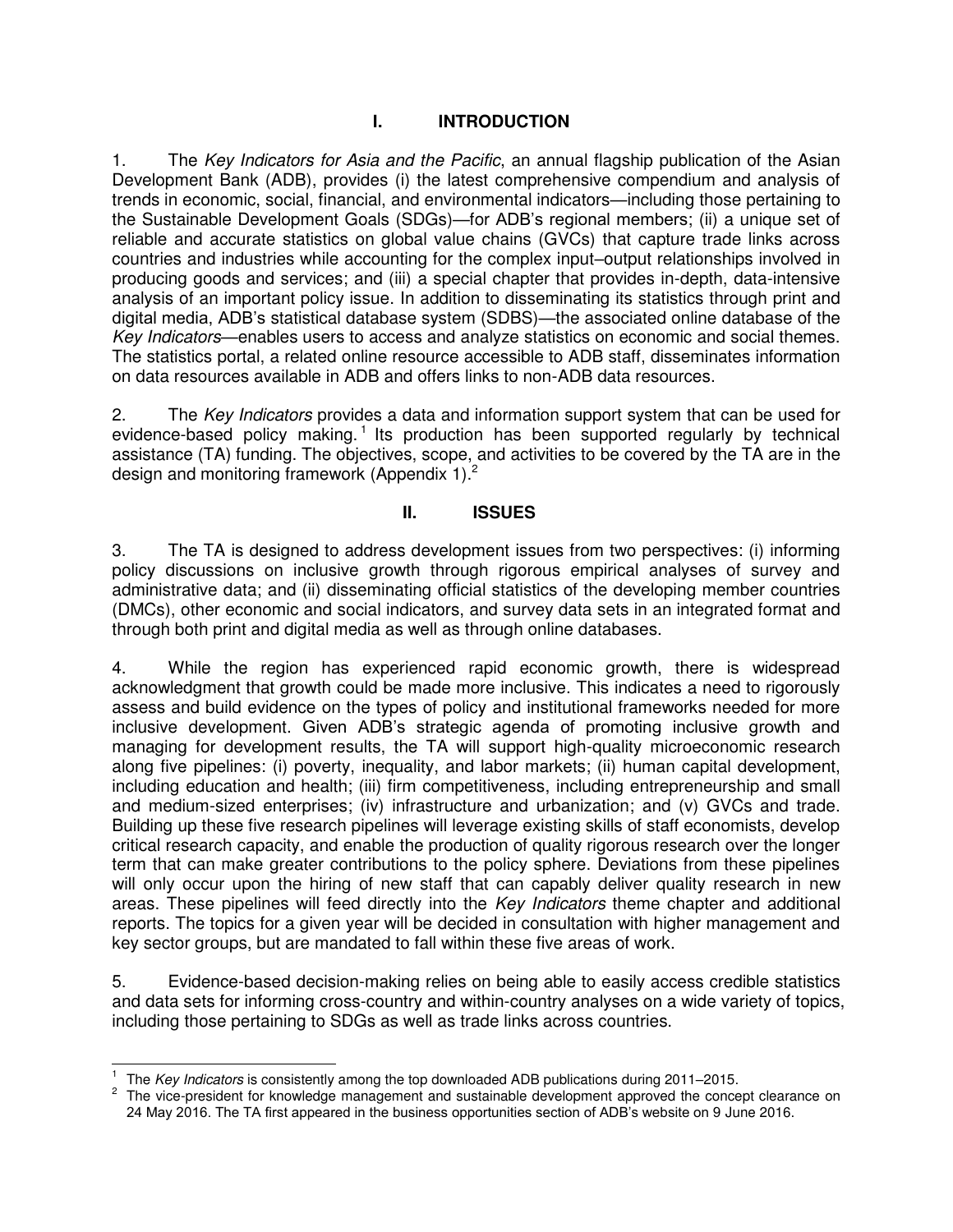# I. INTRODUCTION

1. The *Key Indicators for Asia and the Pacific*, an annual flagship publication of the Asian Development Bank (ADB), provides (i) the latest comprehensive compendium and analysis of trends in economic, social, financial, and environmental indicators—including those pertaining to the Sustainable Development Goals (SDGs)—for ADB's regional members; (ii) a unique set of reliable and accurate statistics on global value chains (GVCs) that capture trade links across countries and industries while accounting for the complex input–output relationships involved in producing goods and services; and (iii) a special chapter that provides in-depth, data-intensive analysis of an important policy issue. In addition to disseminating its statistics through print and digital media, ADB's statistical database system (SDBS)—the associated online database of the *Key Indicators*—enables users to access and analyze statistics on economic and social themes. The statistics portal, a related online resource accessible to ADB staff, disseminates information on data resources available in ADB and offers links to non-ADB data resources.

2. The *Key Indicators* provides a data and information support system that can be used for evidence-based policy making.[1] Its production has been supported regularly by technical assistance (TA) funding. The objectives, scope, and activities to be covered by the TA are in the design and monitoring framework (Appendix 1).[2]

# II. ISSUES

3. The TA is designed to address development issues from two perspectives: (i) informing policy discussions on inclusive growth through rigorous empirical analyses of survey and administrative data; and (ii) disseminating official statistics of the developing member countries (DMCs), other economic and social indicators, and survey data sets in an integrated format and through both print and digital media as well as through online databases.

4. While the region has experienced rapid economic growth, there is widespread acknowledgment that growth could be made more inclusive. This indicates a need to rigorously assess and build evidence on the types of policy and institutional frameworks needed for more inclusive development. Given ADB's strategic agenda of promoting inclusive growth and managing for development results, the TA will support high-quality microeconomic research along five pipelines: (i) poverty, inequality, and labor markets; (ii) human capital development, including education and health; (iii) firm competitiveness, including entrepreneurship and small and medium-sized enterprises; (iv) infrastructure and urbanization; and (v) GVCs and trade. Building up these five research pipelines will leverage existing skills of staff economists, develop critical research capacity, and enable the production of quality rigorous research over the longer term that can make greater contributions to the policy sphere. Deviations from these pipelines will only occur upon the hiring of new staff that can capably deliver quality research in new areas. These pipelines will feed directly into the *Key Indicators* theme chapter and additional reports. The topics for a given year will be decided in consultation with higher management and key sector groups, but are mandated to fall within these five areas of work.

5. Evidence-based decision-making relies on being able to easily access credible statistics and data sets for informing cross-country and within-country analyses on a wide variety of topics, including those pertaining to SDGs as well as trade links across countries.

---

[1] The *Key Indicators* is consistently among the top downloaded ADB publications during 2011–2015.

[2] The vice-president for knowledge management and sustainable development approved the concept clearance on 24 May 2016. The TA first appeared in the business opportunities section of ADB's website on 9 June 2016.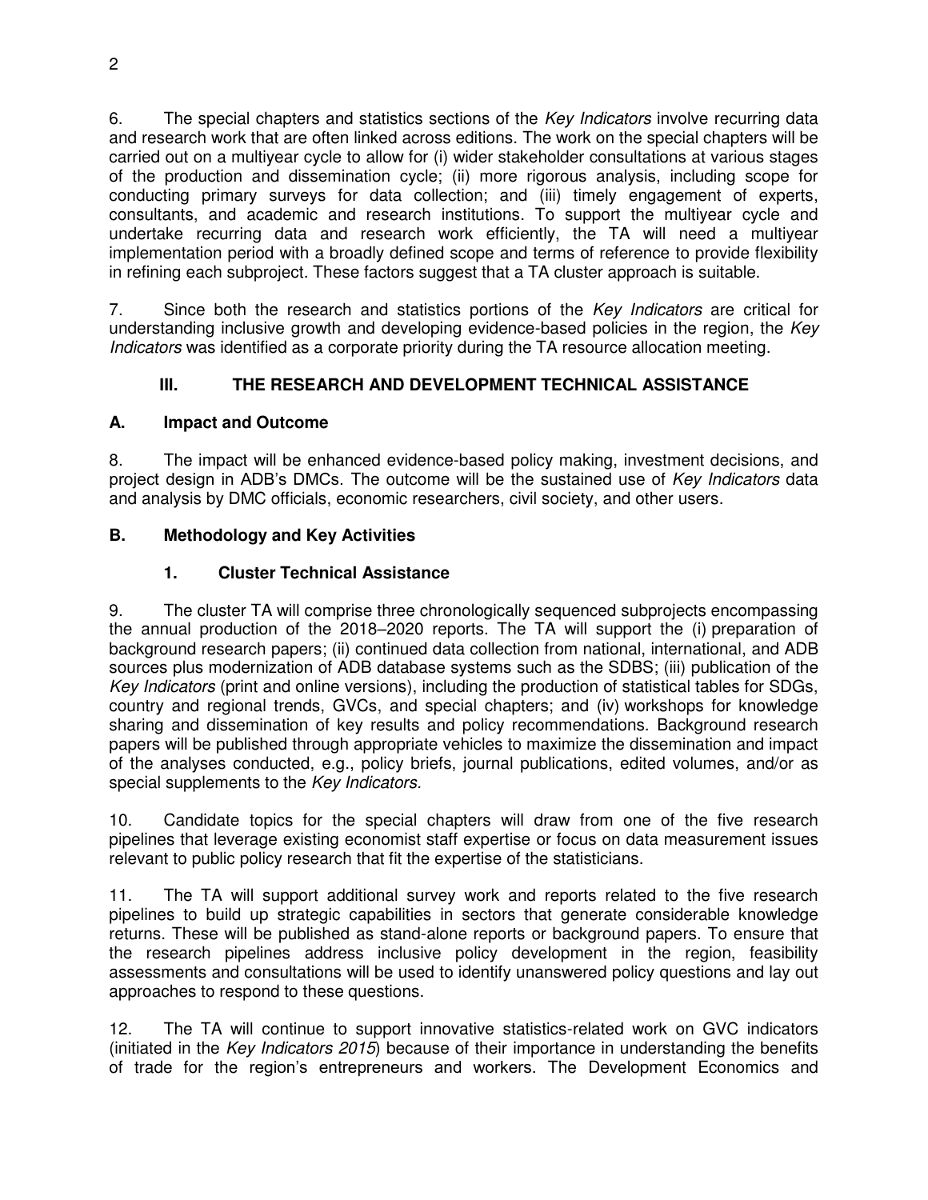6. The special chapters and statistics sections of the *Key Indicators* involve recurring data and research work that are often linked across editions. The work on the special chapters will be carried out on a multiyear cycle to allow for (i) wider stakeholder consultations at various stages of the production and dissemination cycle; (ii) more rigorous analysis, including scope for conducting primary surveys for data collection; and (iii) timely engagement of experts, consultants, and academic and research institutions. To support the multiyear cycle and undertake recurring data and research work efficiently, the TA will need a multiyear implementation period with a broadly defined scope and terms of reference to provide flexibility in refining each subproject. These factors suggest that a TA cluster approach is suitable.

7. Since both the research and statistics portions of the *Key Indicators* are critical for understanding inclusive growth and developing evidence-based policies in the region, the *Key Indicators* was identified as a corporate priority during the TA resource allocation meeting.

## III. THE RESEARCH AND DEVELOPMENT TECHNICAL ASSISTANCE

### A. Impact and Outcome

8. The impact will be enhanced evidence-based policy making, investment decisions, and project design in ADB's DMCs. The outcome will be the sustained use of *Key Indicators* data and analysis by DMC officials, economic researchers, civil society, and other users.

### B. Methodology and Key Activities

#### 1. Cluster Technical Assistance

9. The cluster TA will comprise three chronologically sequenced subprojects encompassing the annual production of the 2018–2020 reports. The TA will support the (i) preparation of background research papers; (ii) continued data collection from national, international, and ADB sources plus modernization of ADB database systems such as the SDBS; (iii) publication of the *Key Indicators* (print and online versions), including the production of statistical tables for SDGs, country and regional trends, GVCs, and special chapters; and (iv) workshops for knowledge sharing and dissemination of key results and policy recommendations. Background research papers will be published through appropriate vehicles to maximize the dissemination and impact of the analyses conducted, e.g., policy briefs, journal publications, edited volumes, and/or as special supplements to the *Key Indicators.*

10. Candidate topics for the special chapters will draw from one of the five research pipelines that leverage existing economist staff expertise or focus on data measurement issues relevant to public policy research that fit the expertise of the statisticians.

11. The TA will support additional survey work and reports related to the five research pipelines to build up strategic capabilities in sectors that generate considerable knowledge returns. These will be published as stand-alone reports or background papers. To ensure that the research pipelines address inclusive policy development in the region, feasibility assessments and consultations will be used to identify unanswered policy questions and lay out approaches to respond to these questions.

12. The TA will continue to support innovative statistics-related work on GVC indicators (initiated in the *Key Indicators 2015*) because of their importance in understanding the benefits of trade for the region's entrepreneurs and workers. The Development Economics and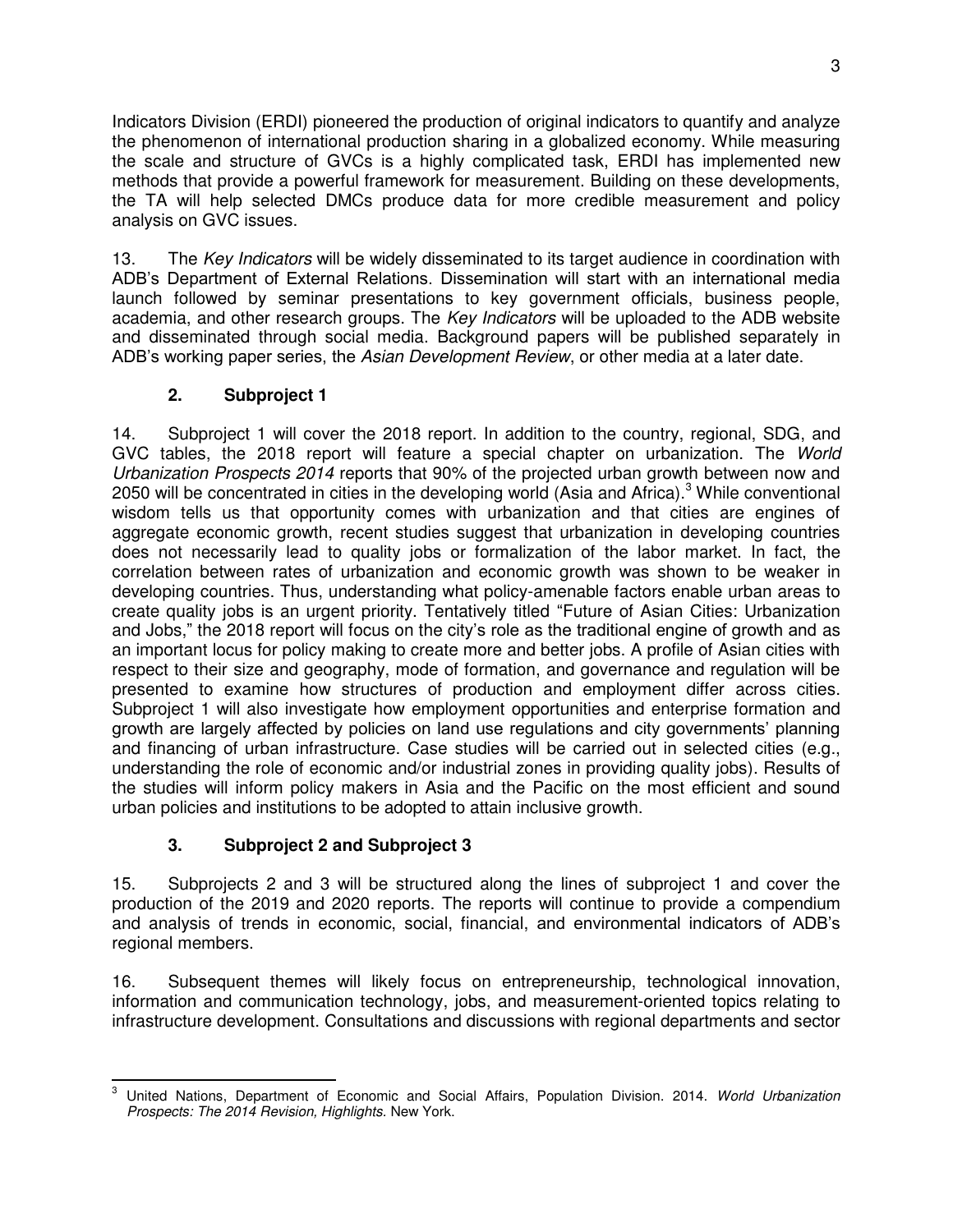Indicators Division (ERDI) pioneered the production of original indicators to quantify and analyze the phenomenon of international production sharing in a globalized economy. While measuring the scale and structure of GVCs is a highly complicated task, ERDI has implemented new methods that provide a powerful framework for measurement. Building on these developments, the TA will help selected DMCs produce data for more credible measurement and policy analysis on GVC issues.

13. The *Key Indicators* will be widely disseminated to its target audience in coordination with ADB's Department of External Relations. Dissemination will start with an international media launch followed by seminar presentations to key government officials, business people, academia, and other research groups. The *Key Indicators* will be uploaded to the ADB website and disseminated through social media. Background papers will be published separately in ADB's working paper series, the *Asian Development Review*, or other media at a later date.

### 2. Subproject 1

14. Subproject 1 will cover the 2018 report. In addition to the country, regional, SDG, and GVC tables, the 2018 report will feature a special chapter on urbanization. The *World Urbanization Prospects 2014* reports that 90% of the projected urban growth between now and 2050 will be concentrated in cities in the developing world (Asia and Africa).[3] While conventional wisdom tells us that opportunity comes with urbanization and that cities are engines of aggregate economic growth, recent studies suggest that urbanization in developing countries does not necessarily lead to quality jobs or formalization of the labor market. In fact, the correlation between rates of urbanization and economic growth was shown to be weaker in developing countries. Thus, understanding what policy-amenable factors enable urban areas to create quality jobs is an urgent priority. Tentatively titled "Future of Asian Cities: Urbanization and Jobs," the 2018 report will focus on the city's role as the traditional engine of growth and as an important locus for policy making to create more and better jobs. A profile of Asian cities with respect to their size and geography, mode of formation, and governance and regulation will be presented to examine how structures of production and employment differ across cities. Subproject 1 will also investigate how employment opportunities and enterprise formation and growth are largely affected by policies on land use regulations and city governments' planning and financing of urban infrastructure. Case studies will be carried out in selected cities (e.g., understanding the role of economic and/or industrial zones in providing quality jobs). Results of the studies will inform policy makers in Asia and the Pacific on the most efficient and sound urban policies and institutions to be adopted to attain inclusive growth.

### 3. Subproject 2 and Subproject 3

15. Subprojects 2 and 3 will be structured along the lines of subproject 1 and cover the production of the 2019 and 2020 reports. The reports will continue to provide a compendium and analysis of trends in economic, social, financial, and environmental indicators of ADB's regional members.

16. Subsequent themes will likely focus on entrepreneurship, technological innovation, information and communication technology, jobs, and measurement-oriented topics relating to infrastructure development. Consultations and discussions with regional departments and sector

---

[3] United Nations, Department of Economic and Social Affairs, Population Division. 2014. *World Urbanization Prospects: The 2014 Revision, Highlights.* New York.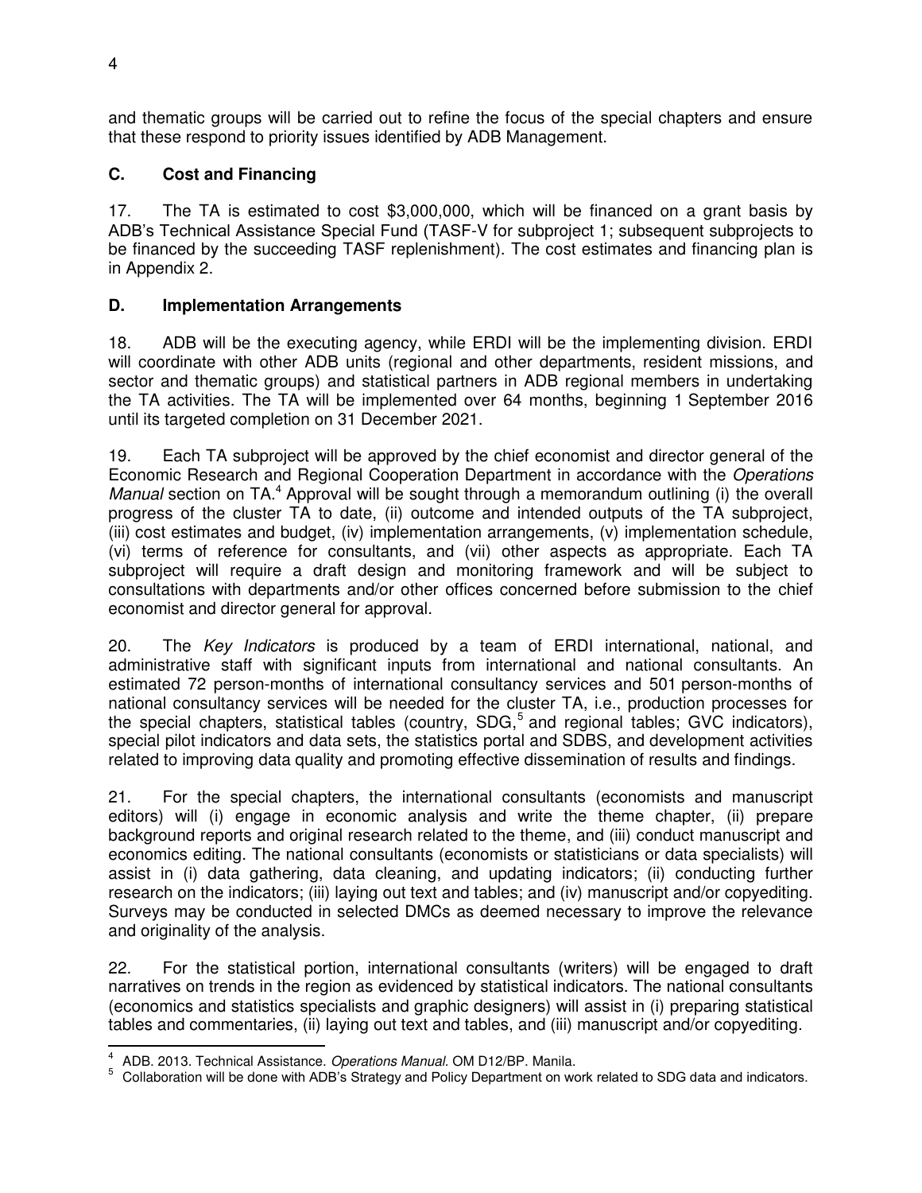and thematic groups will be carried out to refine the focus of the special chapters and ensure that these respond to priority issues identified by ADB Management.

## C. Cost and Financing

17. The TA is estimated to cost $3,000,000, which will be financed on a grant basis by ADB's Technical Assistance Special Fund (TASF-V for subproject 1; subsequent subprojects to be financed by the succeeding TASF replenishment). The cost estimates and financing plan is in Appendix 2.

## D. Implementation Arrangements

18. ADB will be the executing agency, while ERDI will be the implementing division. ERDI will coordinate with other ADB units (regional and other departments, resident missions, and sector and thematic groups) and statistical partners in ADB regional members in undertaking the TA activities. The TA will be implemented over 64 months, beginning 1 September 2016 until its targeted completion on 31 December 2021.

19. Each TA subproject will be approved by the chief economist and director general of the Economic Research and Regional Cooperation Department in accordance with the *Operations Manual* section on TA.[4] Approval will be sought through a memorandum outlining (i) the overall progress of the cluster TA to date, (ii) outcome and intended outputs of the TA subproject, (iii) cost estimates and budget, (iv) implementation arrangements, (v) implementation schedule, (vi) terms of reference for consultants, and (vii) other aspects as appropriate. Each TA subproject will require a draft design and monitoring framework and will be subject to consultations with departments and/or other offices concerned before submission to the chief economist and director general for approval.

20. The *Key Indicators* is produced by a team of ERDI international, national, and administrative staff with significant inputs from international and national consultants. An estimated 72 person-months of international consultancy services and 501 person-months of national consultancy services will be needed for the cluster TA, i.e., production processes for the special chapters, statistical tables (country, SDG,[5] and regional tables; GVC indicators), special pilot indicators and data sets, the statistics portal and SDBS, and development activities related to improving data quality and promoting effective dissemination of results and findings.

21. For the special chapters, the international consultants (economists and manuscript editors) will (i) engage in economic analysis and write the theme chapter, (ii) prepare background reports and original research related to the theme, and (iii) conduct manuscript and economics editing. The national consultants (economists or statisticians or data specialists) will assist in (i) data gathering, data cleaning, and updating indicators; (ii) conducting further research on the indicators; (iii) laying out text and tables; and (iv) manuscript and/or copyediting. Surveys may be conducted in selected DMCs as deemed necessary to improve the relevance and originality of the analysis.

22. For the statistical portion, international consultants (writers) will be engaged to draft narratives on trends in the region as evidenced by statistical indicators. The national consultants (economics and statistics specialists and graphic designers) will assist in (i) preparing statistical tables and commentaries, (ii) laying out text and tables, and (iii) manuscript and/or copyediting.

---

[4] ADB. 2013. Technical Assistance. *Operations Manual*. OM D12/BP. Manila.

[5] Collaboration will be done with ADB's Strategy and Policy Department on work related to SDG data and indicators.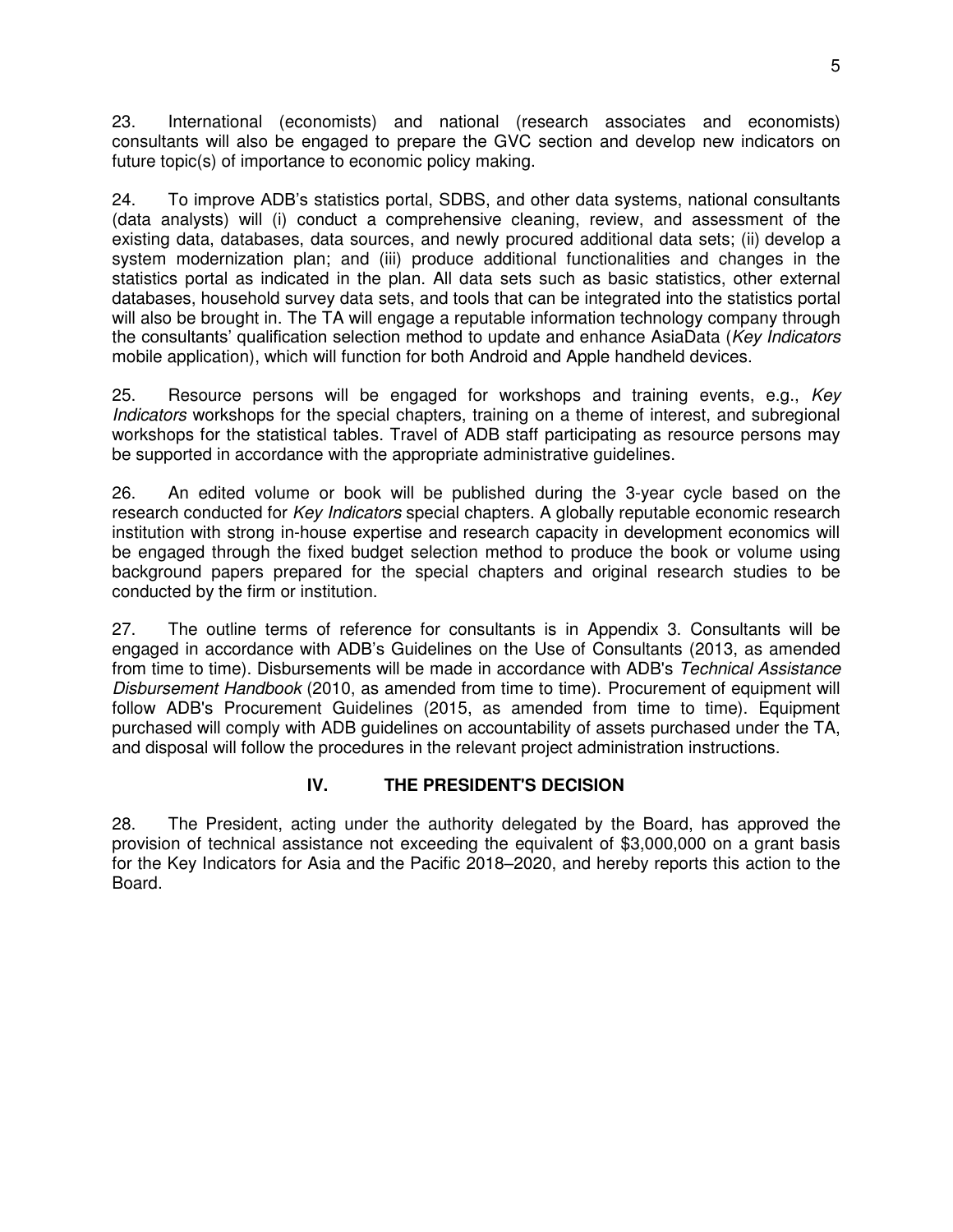23. International (economists) and national (research associates and economists) consultants will also be engaged to prepare the GVC section and develop new indicators on future topic(s) of importance to economic policy making.

24. To improve ADB's statistics portal, SDBS, and other data systems, national consultants (data analysts) will (i) conduct a comprehensive cleaning, review, and assessment of the existing data, databases, data sources, and newly procured additional data sets; (ii) develop a system modernization plan; and (iii) produce additional functionalities and changes in the statistics portal as indicated in the plan. All data sets such as basic statistics, other external databases, household survey data sets, and tools that can be integrated into the statistics portal will also be brought in. The TA will engage a reputable information technology company through the consultants' qualification selection method to update and enhance AsiaData (*Key Indicators* mobile application), which will function for both Android and Apple handheld devices.

25. Resource persons will be engaged for workshops and training events, e.g., *Key Indicators* workshops for the special chapters, training on a theme of interest, and subregional workshops for the statistical tables. Travel of ADB staff participating as resource persons may be supported in accordance with the appropriate administrative guidelines.

26. An edited volume or book will be published during the 3-year cycle based on the research conducted for *Key Indicators* special chapters. A globally reputable economic research institution with strong in-house expertise and research capacity in development economics will be engaged through the fixed budget selection method to produce the book or volume using background papers prepared for the special chapters and original research studies to be conducted by the firm or institution.

27. The outline terms of reference for consultants is in Appendix 3. Consultants will be engaged in accordance with ADB's Guidelines on the Use of Consultants (2013, as amended from time to time). Disbursements will be made in accordance with ADB's *Technical Assistance Disbursement Handbook* (2010, as amended from time to time). Procurement of equipment will follow ADB's Procurement Guidelines (2015, as amended from time to time). Equipment purchased will comply with ADB guidelines on accountability of assets purchased under the TA, and disposal will follow the procedures in the relevant project administration instructions.

## IV. THE PRESIDENT'S DECISION

28. The President, acting under the authority delegated by the Board, has approved the provision of technical assistance not exceeding the equivalent of $3,000,000 on a grant basis for the Key Indicators for Asia and the Pacific 2018–2020, and hereby reports this action to the Board.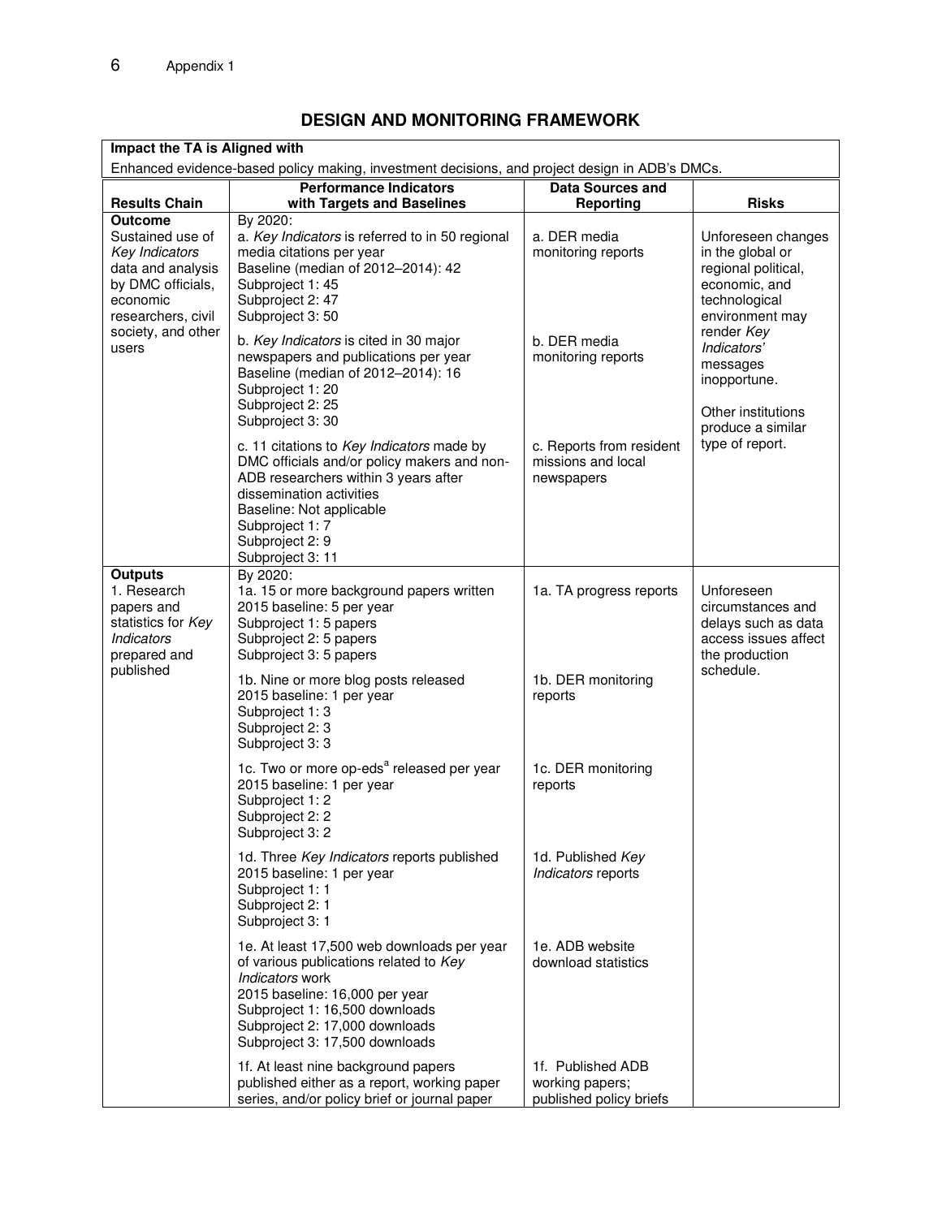## DESIGN AND MONITORING FRAMEWORK

| **Impact the TA is Aligned with** | | | |
|---|---|---|---|
| Enhanced evidence-based policy making, investment decisions, and project design in ADB's DMCs. | | | |
| **Results Chain** | **Performance Indicators with Targets and Baselines** | **Data Sources and Reporting** | **Risks** |
| **Outcome**<br>Sustained use of *Key Indicators* data and analysis by DMC officials, economic researchers, civil society, and other users | By 2020:<br>a. *Key Indicators* is referred to in 50 regional media citations per year<br>Baseline (median of 2012–2014): 42<br>Subproject 1: 45<br>Subproject 2: 47<br>Subproject 3: 50 | a. DER media monitoring reports | Unforeseen changes in the global or regional political, economic, and technological environment may render *Key Indicators'* messages inopportune.<br><br>Other institutions produce a similar type of report. |
| | b. *Key Indicators* is cited in 30 major newspapers and publications per year<br>Baseline (median of 2012–2014): 16<br>Subproject 1: 20<br>Subproject 2: 25<br>Subproject 3: 30 | b. DER media monitoring reports | |
| | c. 11 citations to *Key Indicators* made by DMC officials and/or policy makers and non-ADB researchers within 3 years after dissemination activities<br>Baseline: Not applicable<br>Subproject 1: 7<br>Subproject 2: 9<br>Subproject 3: 11 | c. Reports from resident missions and local newspapers | |
| **Outputs**<br>1. Research papers and statistics for *Key Indicators* prepared and published | By 2020:<br>1a. 15 or more background papers written<br>2015 baseline: 5 per year<br>Subproject 1: 5 papers<br>Subproject 2: 5 papers<br>Subproject 3: 5 papers | 1a. TA progress reports | Unforeseen circumstances and delays such as data access issues affect the production schedule. |
| | 1b. Nine or more blog posts released<br>2015 baseline: 1 per year<br>Subproject 1: 3<br>Subproject 2: 3<br>Subproject 3: 3 | 1b. DER monitoring reports | |
| | 1c. Two or more op-eds[a] released per year<br>2015 baseline: 1 per year<br>Subproject 1: 2<br>Subproject 2: 2<br>Subproject 3: 2 | 1c. DER monitoring reports | |
| | 1d. Three *Key Indicators* reports published<br>2015 baseline: 1 per year<br>Subproject 1: 1<br>Subproject 2: 1<br>Subproject 3: 1 | 1d. Published *Key Indicators* reports | |
| | 1e. At least 17,500 web downloads per year of various publications related to *Key Indicators* work<br>2015 baseline: 16,000 per year<br>Subproject 1: 16,500 downloads<br>Subproject 2: 17,000 downloads<br>Subproject 3: 17,500 downloads | 1e. ADB website download statistics | |
| | 1f. At least nine background papers published either as a report, working paper series, and/or policy brief or journal paper | 1f. Published ADB working papers; published policy briefs | |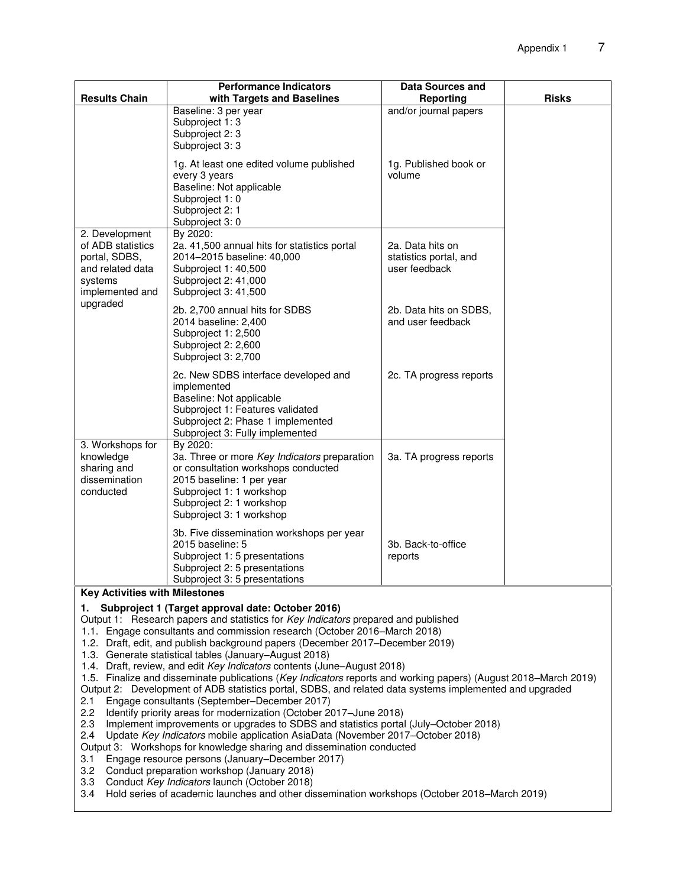| Results Chain | Performance Indicators with Targets and Baselines | Data Sources and Reporting | Risks |
|---|---|---|---|
| | Baseline: 3 per year<br>Subproject 1: 3<br>Subproject 2: 3<br>Subproject 3: 3 | and/or journal papers | |
| | 1g. At least one edited volume published every 3 years<br>Baseline: Not applicable<br>Subproject 1: 0<br>Subproject 2: 1<br>Subproject 3: 0 | 1g. Published book or volume | |
| 2. Development of ADB statistics portal, SDBS, and related data systems implemented and upgraded | By 2020:<br>2a. 41,500 annual hits for statistics portal<br>2014–2015 baseline: 40,000<br>Subproject 1: 40,500<br>Subproject 2: 41,000<br>Subproject 3: 41,500 | 2a. Data hits on statistics portal, and user feedback | |
| | 2b. 2,700 annual hits for SDBS<br>2014 baseline: 2,400<br>Subproject 1: 2,500<br>Subproject 2: 2,600<br>Subproject 3: 2,700 | 2b. Data hits on SDBS, and user feedback | |
| | 2c. New SDBS interface developed and implemented<br>Baseline: Not applicable<br>Subproject 1: Features validated<br>Subproject 2: Phase 1 implemented<br>Subproject 3: Fully implemented | 2c. TA progress reports | |
| 3. Workshops for knowledge sharing and dissemination conducted | By 2020:<br>3a. Three or more *Key Indicators* preparation or consultation workshops conducted<br>2015 baseline: 1 per year<br>Subproject 1: 1 workshop<br>Subproject 2: 1 workshop<br>Subproject 3: 1 workshop | 3a. TA progress reports | |
| | 3b. Five dissemination workshops per year<br>2015 baseline: 5<br>Subproject 1: 5 presentations<br>Subproject 2: 5 presentations<br>Subproject 3: 5 presentations | 3b. Back-to-office reports | |

**Key Activities with Milestones**

**1. Subproject 1 (Target approval date: October 2016)**

Output 1: Research papers and statistics for *Key Indicators* prepared and published

1.1. Engage consultants and commission research (October 2016–March 2018)
1.2. Draft, edit, and publish background papers (December 2017–December 2019)
1.3. Generate statistical tables (January–August 2018)
1.4. Draft, review, and edit *Key Indicators* contents (June–August 2018)
1.5. Finalize and disseminate publications (*Key Indicators* reports and working papers) (August 2018–March 2019)

Output 2: Development of ADB statistics portal, SDBS, and related data systems implemented and upgraded

2.1 Engage consultants (September–December 2017)
2.2 Identify priority areas for modernization (October 2017–June 2018)
2.3 Implement improvements or upgrades to SDBS and statistics portal (July–October 2018)
2.4 Update *Key Indicators* mobile application AsiaData (November 2017–October 2018)

Output 3: Workshops for knowledge sharing and dissemination conducted

3.1 Engage resource persons (January–December 2017)
3.2 Conduct preparation workshop (January 2018)
3.3 Conduct *Key Indicators* launch (October 2018)
3.4 Hold series of academic launches and other dissemination workshops (October 2018–March 2019)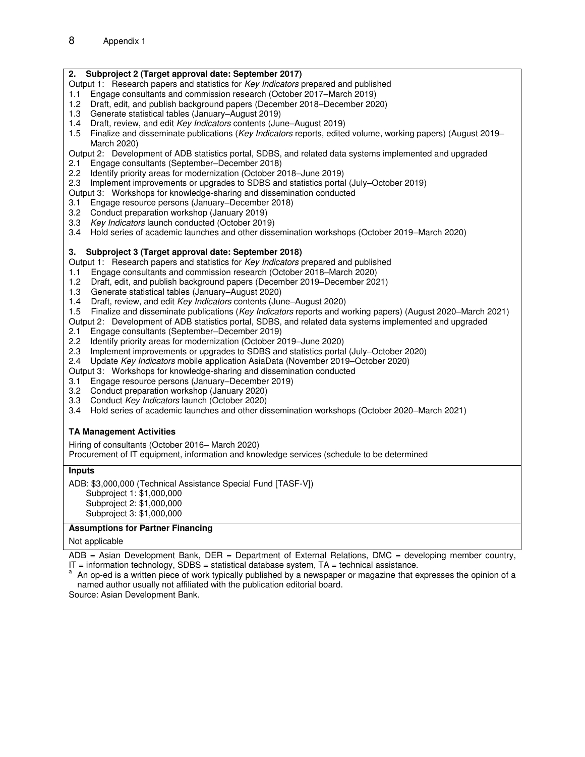**2. Subproject 2 (Target approval date: September 2017)**

Output 1: Research papers and statistics for *Key Indicators* prepared and published

1.1 Engage consultants and commission research (October 2017–March 2019)
1.2 Draft, edit, and publish background papers (December 2018–December 2020)
1.3 Generate statistical tables (January–August 2019)
1.4 Draft, review, and edit *Key Indicators* contents (June–August 2019)
1.5 Finalize and disseminate publications (*Key Indicators* reports, edited volume, working papers) (August 2019–March 2020)

Output 2: Development of ADB statistics portal, SDBS, and related data systems implemented and upgraded

2.1 Engage consultants (September–December 2018)
2.2 Identify priority areas for modernization (October 2018–June 2019)
2.3 Implement improvements or upgrades to SDBS and statistics portal (July–October 2019)

Output 3: Workshops for knowledge-sharing and dissemination conducted

3.1 Engage resource persons (January–December 2018)
3.2 Conduct preparation workshop (January 2019)
3.3 *Key Indicators* launch conducted (October 2019)
3.4 Hold series of academic launches and other dissemination workshops (October 2019–March 2020)

**3. Subproject 3 (Target approval date: September 2018)**

Output 1: Research papers and statistics for *Key Indicators* prepared and published

1.1 Engage consultants and commission research (October 2018–March 2020)
1.2 Draft, edit, and publish background papers (December 2019–December 2021)
1.3 Generate statistical tables (January–August 2020)
1.4 Draft, review, and edit *Key Indicators* contents (June–August 2020)
1.5 Finalize and disseminate publications (*Key Indicators* reports and working papers) (August 2020–March 2021)

Output 2: Development of ADB statistics portal, SDBS, and related data systems implemented and upgraded

2.1 Engage consultants (September–December 2019)
2.2 Identify priority areas for modernization (October 2019–June 2020)
2.3 Implement improvements or upgrades to SDBS and statistics portal (July–October 2020)
2.4 Update *Key Indicators* mobile application AsiaData (November 2019–October 2020)

Output 3: Workshops for knowledge-sharing and dissemination conducted

3.1 Engage resource persons (January–December 2019)
3.2 Conduct preparation workshop (January 2020)
3.3 Conduct *Key Indicators* launch (October 2020)
3.4 Hold series of academic launches and other dissemination workshops (October 2020–March 2021)

**TA Management Activities**

Hiring of consultants (October 2016– March 2020)
Procurement of IT equipment, information and knowledge services (schedule to be determined

**Inputs**

ADB: $3,000,000 (Technical Assistance Special Fund [TASF-V])
Subproject 1: $1,000,000
Subproject 2: $1,000,000
Subproject 3: $1,000,000

**Assumptions for Partner Financing**

Not applicable

ADB = Asian Development Bank, DER = Department of External Relations, DMC = developing member country, IT = information technology, SDBS = statistical database system, TA = technical assistance.

[a] An op-ed is a written piece of work typically published by a newspaper or magazine that expresses the opinion of a named author usually not affiliated with the publication editorial board.

Source: Asian Development Bank.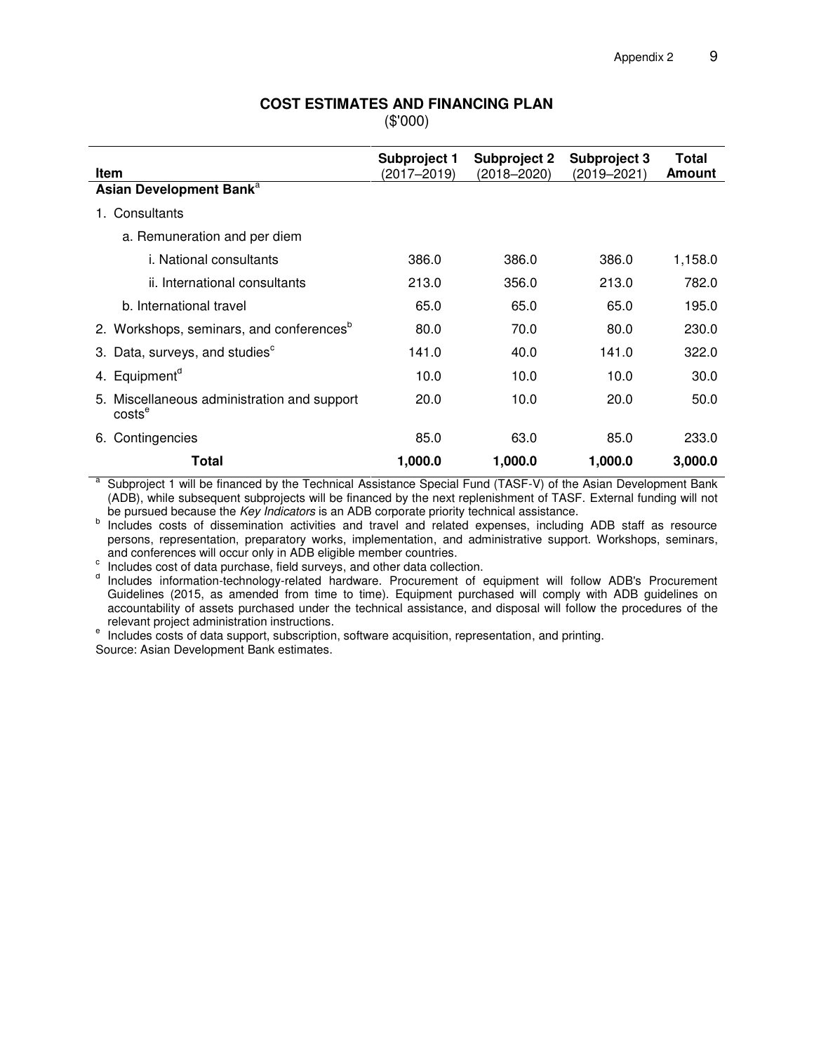## COST ESTIMATES AND FINANCING PLAN

($'000)

| Item | Subproject 1 (2017–2019) | Subproject 2 (2018–2020) | Subproject 3 (2019–2021) | Total Amount |
|---|---|---|---|---|
| **Asian Development Bank**[a] | | | | |
| 1. Consultants | | | | |
| a. Remuneration and per diem | | | | |
| i. National consultants | 386.0 | 386.0 | 386.0 | 1,158.0 |
| ii. International consultants | 213.0 | 356.0 | 213.0 | 782.0 |
| b. International travel | 65.0 | 65.0 | 65.0 | 195.0 |
| 2. Workshops, seminars, and conferences[b] | 80.0 | 70.0 | 80.0 | 230.0 |
| 3. Data, surveys, and studies[c] | 141.0 | 40.0 | 141.0 | 322.0 |
| 4. Equipment[d] | 10.0 | 10.0 | 10.0 | 30.0 |
| 5. Miscellaneous administration and support costs[e] | 20.0 | 10.0 | 20.0 | 50.0 |
| 6. Contingencies | 85.0 | 63.0 | 85.0 | 233.0 |
| **Total** | **1,000.0** | **1,000.0** | **1,000.0** | **3,000.0** |

[a] Subproject 1 will be financed by the Technical Assistance Special Fund (TASF-V) of the Asian Development Bank (ADB), while subsequent subprojects will be financed by the next replenishment of TASF. External funding will not be pursued because the *Key Indicators* is an ADB corporate priority technical assistance.

[b] Includes costs of dissemination activities and travel and related expenses, including ADB staff as resource persons, representation, preparatory works, implementation, and administrative support. Workshops, seminars, and conferences will occur only in ADB eligible member countries.

[c] Includes cost of data purchase, field surveys, and other data collection.

[d] Includes information-technology-related hardware. Procurement of equipment will follow ADB's Procurement Guidelines (2015, as amended from time to time). Equipment purchased will comply with ADB guidelines on accountability of assets purchased under the technical assistance, and disposal will follow the procedures of the relevant project administration instructions.

[e] Includes costs of data support, subscription, software acquisition, representation, and printing.

Source: Asian Development Bank estimates.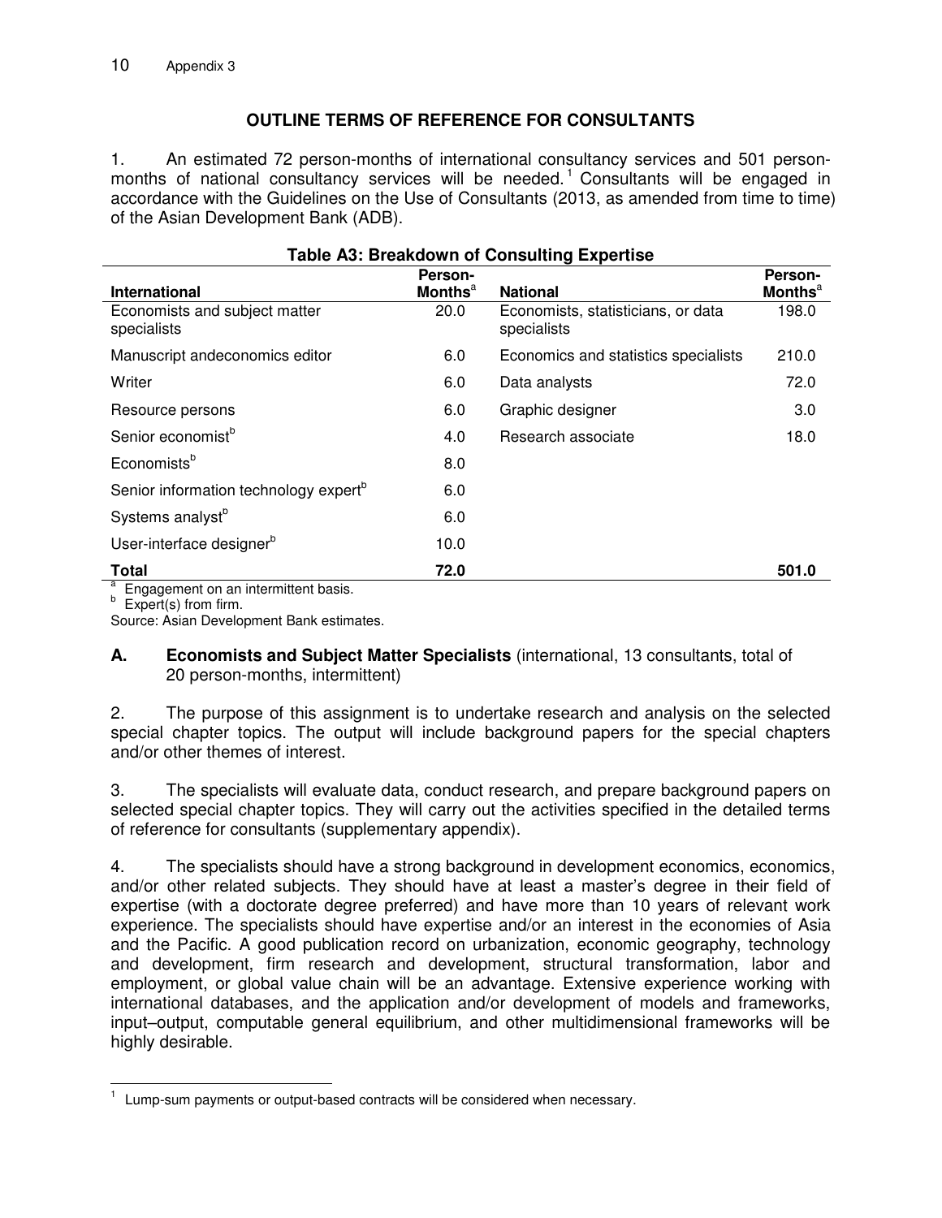## OUTLINE TERMS OF REFERENCE FOR CONSULTANTS

1. An estimated 72 person-months of international consultancy services and 501 person-months of national consultancy services will be needed.[1] Consultants will be engaged in accordance with the Guidelines on the Use of Consultants (2013, as amended from time to time) of the Asian Development Bank (ADB).

**Table A3: Breakdown of Consulting Expertise**

| International | Person-Months[a] | National | Person-Months[a] |
|---|---|---|---|
| Economists and subject matter specialists | 20.0 | Economists, statisticians, or data specialists | 198.0 |
| Manuscript andeconomics editor | 6.0 | Economics and statistics specialists | 210.0 |
| Writer | 6.0 | Data analysts | 72.0 |
| Resource persons | 6.0 | Graphic designer | 3.0 |
| Senior economist[b] | 4.0 | Research associate | 18.0 |
| Economists[b] | 8.0 | | |
| Senior information technology expert[b] | 6.0 | | |
| Systems analyst[b] | 6.0 | | |
| User-interface designer[b] | 10.0 | | |
| **Total** | **72.0** | | **501.0** |

[a] Engagement on an intermittent basis.
[b] Expert(s) from firm.
Source: Asian Development Bank estimates.

### A. Economists and Subject Matter Specialists (international, 13 consultants, total of 20 person-months, intermittent)

2. The purpose of this assignment is to undertake research and analysis on the selected special chapter topics. The output will include background papers for the special chapters and/or other themes of interest.

3. The specialists will evaluate data, conduct research, and prepare background papers on selected special chapter topics. They will carry out the activities specified in the detailed terms of reference for consultants (supplementary appendix).

4. The specialists should have a strong background in development economics, economics, and/or other related subjects. They should have at least a master's degree in their field of expertise (with a doctorate degree preferred) and have more than 10 years of relevant work experience. The specialists should have expertise and/or an interest in the economies of Asia and the Pacific. A good publication record on urbanization, economic geography, technology and development, firm research and development, structural transformation, labor and employment, or global value chain will be an advantage. Extensive experience working with international databases, and the application and/or development of models and frameworks, input–output, computable general equilibrium, and other multidimensional frameworks will be highly desirable.

[1] Lump-sum payments or output-based contracts will be considered when necessary.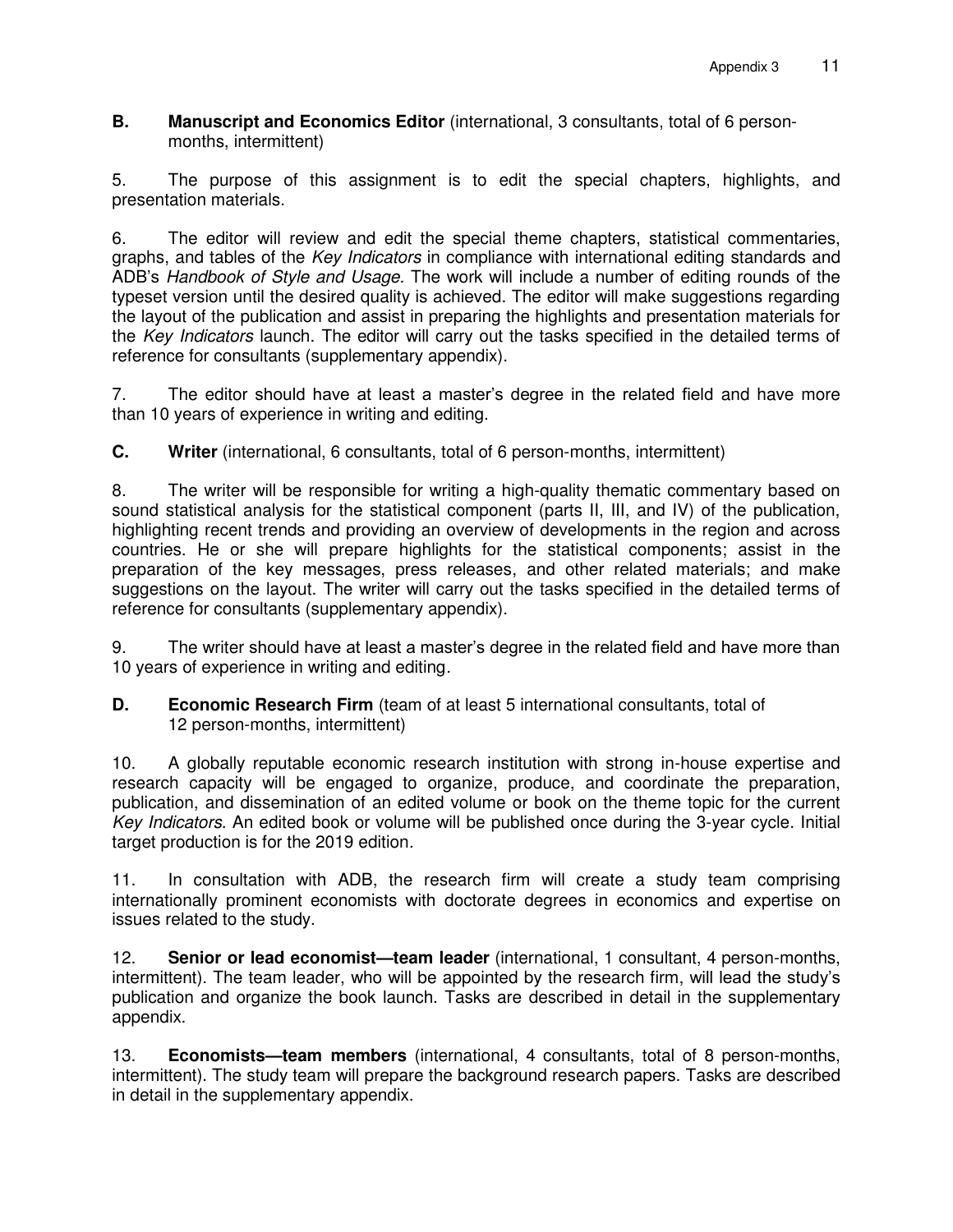**B. Manuscript and Economics Editor** (international, 3 consultants, total of 6 person-months, intermittent)

5. The purpose of this assignment is to edit the special chapters, highlights, and presentation materials.

6. The editor will review and edit the special theme chapters, statistical commentaries, graphs, and tables of the *Key Indicators* in compliance with international editing standards and ADB's *Handbook of Style and Usage*. The work will include a number of editing rounds of the typeset version until the desired quality is achieved. The editor will make suggestions regarding the layout of the publication and assist in preparing the highlights and presentation materials for the *Key Indicators* launch. The editor will carry out the tasks specified in the detailed terms of reference for consultants (supplementary appendix).

7. The editor should have at least a master's degree in the related field and have more than 10 years of experience in writing and editing.

**C. Writer** (international, 6 consultants, total of 6 person-months, intermittent)

8. The writer will be responsible for writing a high-quality thematic commentary based on sound statistical analysis for the statistical component (parts II, III, and IV) of the publication, highlighting recent trends and providing an overview of developments in the region and across countries. He or she will prepare highlights for the statistical components; assist in the preparation of the key messages, press releases, and other related materials; and make suggestions on the layout. The writer will carry out the tasks specified in the detailed terms of reference for consultants (supplementary appendix).

9. The writer should have at least a master's degree in the related field and have more than 10 years of experience in writing and editing.

**D. Economic Research Firm** (team of at least 5 international consultants, total of 12 person-months, intermittent)

10. A globally reputable economic research institution with strong in-house expertise and research capacity will be engaged to organize, produce, and coordinate the preparation, publication, and dissemination of an edited volume or book on the theme topic for the current *Key Indicators*. An edited book or volume will be published once during the 3-year cycle. Initial target production is for the 2019 edition.

11. In consultation with ADB, the research firm will create a study team comprising internationally prominent economists with doctorate degrees in economics and expertise on issues related to the study.

12. **Senior or lead economist—team leader** (international, 1 consultant, 4 person-months, intermittent). The team leader, who will be appointed by the research firm, will lead the study's publication and organize the book launch. Tasks are described in detail in the supplementary appendix.

13. **Economists—team members** (international, 4 consultants, total of 8 person-months, intermittent). The study team will prepare the background research papers. Tasks are described in detail in the supplementary appendix.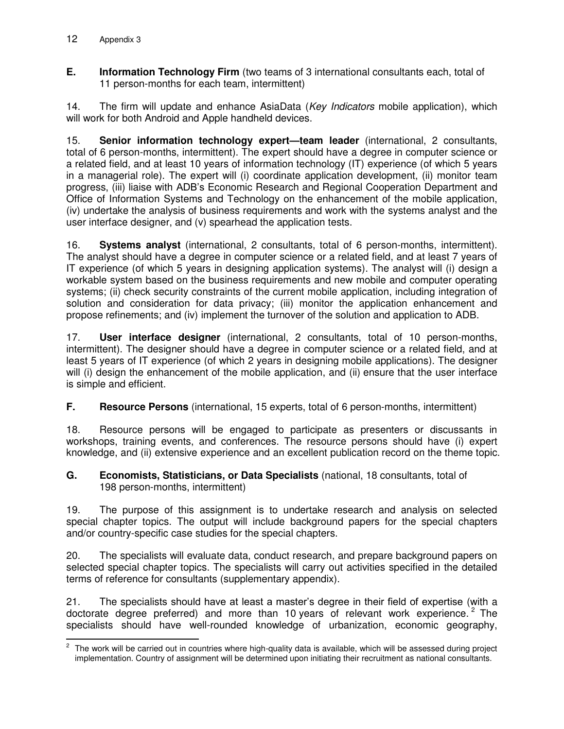**E. Information Technology Firm** (two teams of 3 international consultants each, total of 11 person-months for each team, intermittent)

14. The firm will update and enhance AsiaData (*Key Indicators* mobile application), which will work for both Android and Apple handheld devices.

15. **Senior information technology expert—team leader** (international, 2 consultants, total of 6 person-months, intermittent). The expert should have a degree in computer science or a related field, and at least 10 years of information technology (IT) experience (of which 5 years in a managerial role). The expert will (i) coordinate application development, (ii) monitor team progress, (iii) liaise with ADB's Economic Research and Regional Cooperation Department and Office of Information Systems and Technology on the enhancement of the mobile application, (iv) undertake the analysis of business requirements and work with the systems analyst and the user interface designer, and (v) spearhead the application tests.

16. **Systems analyst** (international, 2 consultants, total of 6 person-months, intermittent). The analyst should have a degree in computer science or a related field, and at least 7 years of IT experience (of which 5 years in designing application systems). The analyst will (i) design a workable system based on the business requirements and new mobile and computer operating systems; (ii) check security constraints of the current mobile application, including integration of solution and consideration for data privacy; (iii) monitor the application enhancement and propose refinements; and (iv) implement the turnover of the solution and application to ADB.

17. **User interface designer** (international, 2 consultants, total of 10 person-months, intermittent). The designer should have a degree in computer science or a related field, and at least 5 years of IT experience (of which 2 years in designing mobile applications). The designer will (i) design the enhancement of the mobile application, and (ii) ensure that the user interface is simple and efficient.

**F. Resource Persons** (international, 15 experts, total of 6 person-months, intermittent)

18. Resource persons will be engaged to participate as presenters or discussants in workshops, training events, and conferences. The resource persons should have (i) expert knowledge, and (ii) extensive experience and an excellent publication record on the theme topic.

**G. Economists, Statisticians, or Data Specialists** (national, 18 consultants, total of 198 person-months, intermittent)

19. The purpose of this assignment is to undertake research and analysis on selected special chapter topics. The output will include background papers for the special chapters and/or country-specific case studies for the special chapters.

20. The specialists will evaluate data, conduct research, and prepare background papers on selected special chapter topics. The specialists will carry out activities specified in the detailed terms of reference for consultants (supplementary appendix).

21. The specialists should have at least a master's degree in their field of expertise (with a doctorate degree preferred) and more than 10 years of relevant work experience.[2] The specialists should have well-rounded knowledge of urbanization, economic geography,

[2] The work will be carried out in countries where high-quality data is available, which will be assessed during project implementation. Country of assignment will be determined upon initiating their recruitment as national consultants.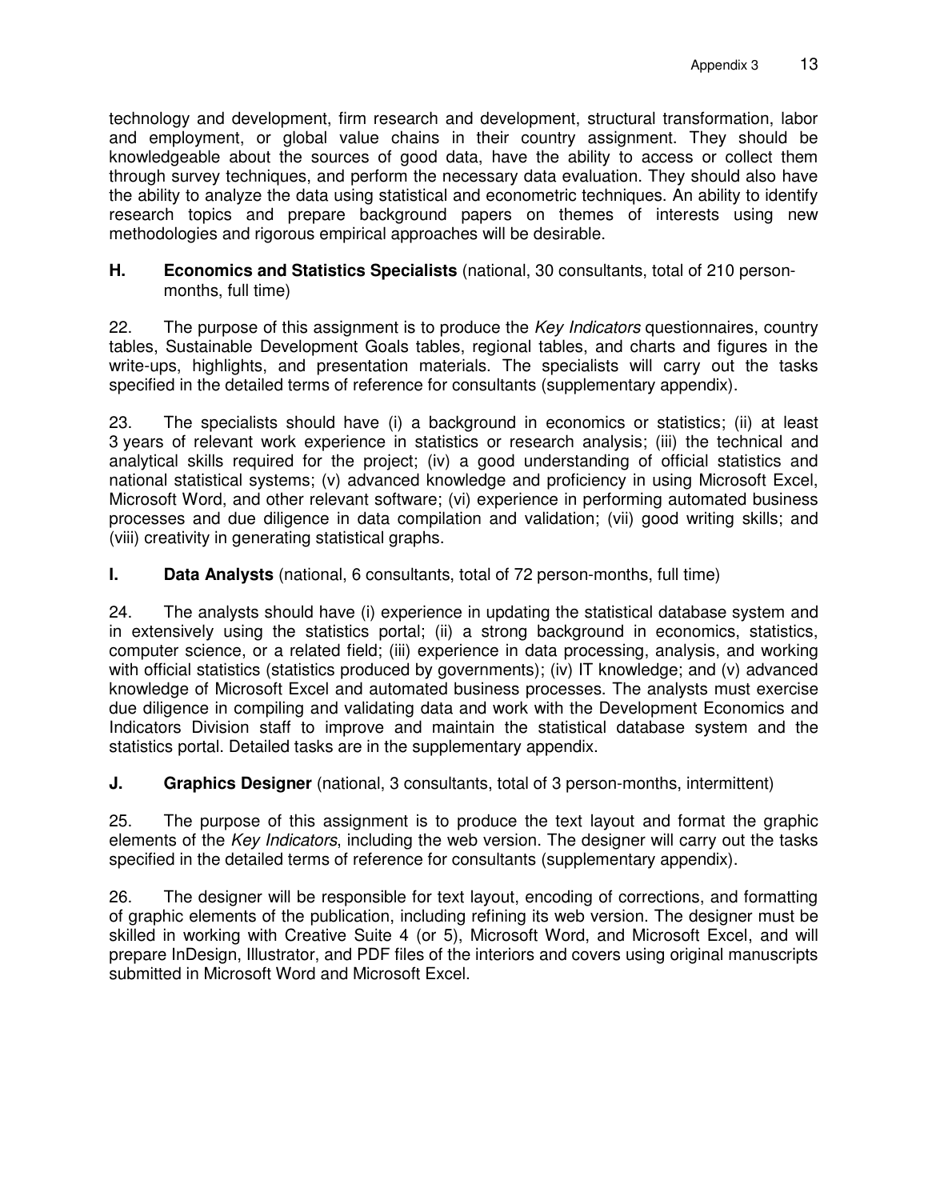technology and development, firm research and development, structural transformation, labor and employment, or global value chains in their country assignment. They should be knowledgeable about the sources of good data, have the ability to access or collect them through survey techniques, and perform the necessary data evaluation. They should also have the ability to analyze the data using statistical and econometric techniques. An ability to identify research topics and prepare background papers on themes of interests using new methodologies and rigorous empirical approaches will be desirable.

**H. Economics and Statistics Specialists** (national, 30 consultants, total of 210 person-months, full time)

22. The purpose of this assignment is to produce the *Key Indicators* questionnaires, country tables, Sustainable Development Goals tables, regional tables, and charts and figures in the write-ups, highlights, and presentation materials. The specialists will carry out the tasks specified in the detailed terms of reference for consultants (supplementary appendix).

23. The specialists should have (i) a background in economics or statistics; (ii) at least 3 years of relevant work experience in statistics or research analysis; (iii) the technical and analytical skills required for the project; (iv) a good understanding of official statistics and national statistical systems; (v) advanced knowledge and proficiency in using Microsoft Excel, Microsoft Word, and other relevant software; (vi) experience in performing automated business processes and due diligence in data compilation and validation; (vii) good writing skills; and (viii) creativity in generating statistical graphs.

**I. Data Analysts** (national, 6 consultants, total of 72 person-months, full time)

24. The analysts should have (i) experience in updating the statistical database system and in extensively using the statistics portal; (ii) a strong background in economics, statistics, computer science, or a related field; (iii) experience in data processing, analysis, and working with official statistics (statistics produced by governments); (iv) IT knowledge; and (v) advanced knowledge of Microsoft Excel and automated business processes. The analysts must exercise due diligence in compiling and validating data and work with the Development Economics and Indicators Division staff to improve and maintain the statistical database system and the statistics portal. Detailed tasks are in the supplementary appendix.

**J. Graphics Designer** (national, 3 consultants, total of 3 person-months, intermittent)

25. The purpose of this assignment is to produce the text layout and format the graphic elements of the *Key Indicators*, including the web version. The designer will carry out the tasks specified in the detailed terms of reference for consultants (supplementary appendix).

26. The designer will be responsible for text layout, encoding of corrections, and formatting of graphic elements of the publication, including refining its web version. The designer must be skilled in working with Creative Suite 4 (or 5), Microsoft Word, and Microsoft Excel, and will prepare InDesign, Illustrator, and PDF files of the interiors and covers using original manuscripts submitted in Microsoft Word and Microsoft Excel.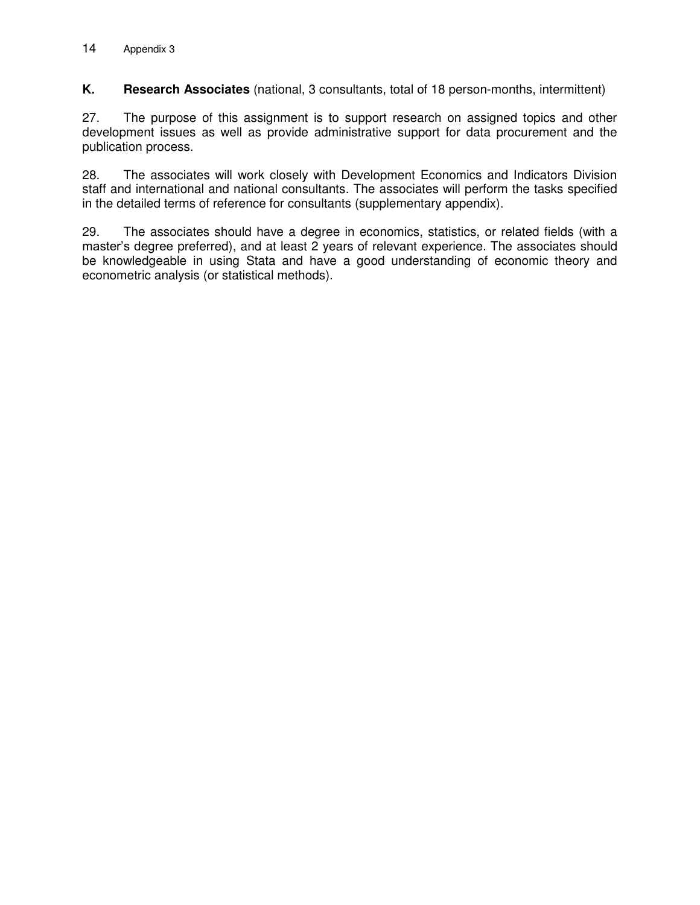**K. Research Associates** (national, 3 consultants, total of 18 person-months, intermittent)

27. The purpose of this assignment is to support research on assigned topics and other development issues as well as provide administrative support for data procurement and the publication process.

28. The associates will work closely with Development Economics and Indicators Division staff and international and national consultants. The associates will perform the tasks specified in the detailed terms of reference for consultants (supplementary appendix).

29. The associates should have a degree in economics, statistics, or related fields (with a master's degree preferred), and at least 2 years of relevant experience. The associates should be knowledgeable in using Stata and have a good understanding of economic theory and econometric analysis (or statistical methods).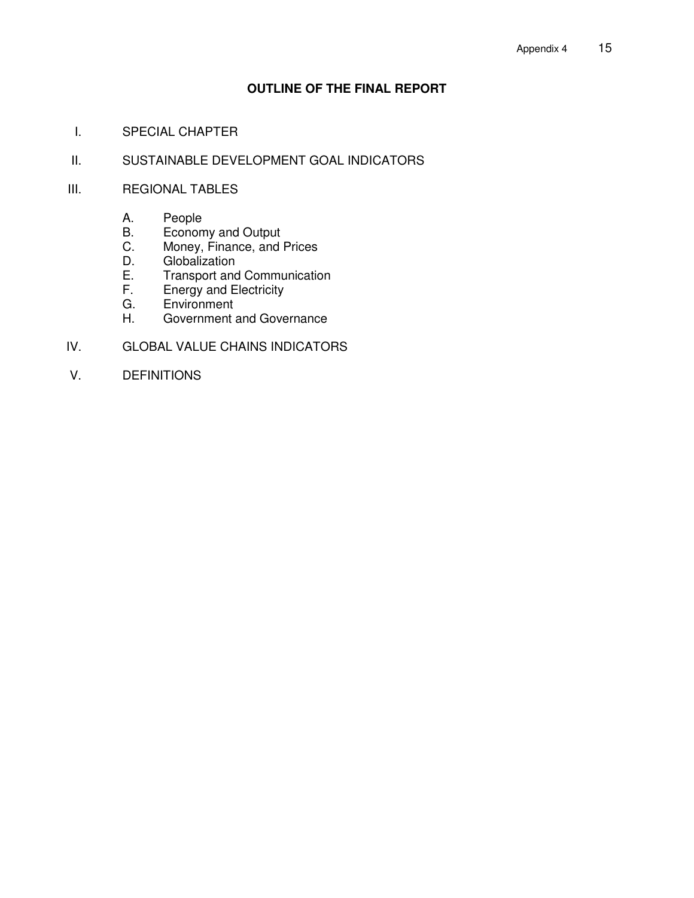## OUTLINE OF THE FINAL REPORT

I. SPECIAL CHAPTER

II. SUSTAINABLE DEVELOPMENT GOAL INDICATORS

III. REGIONAL TABLES

- A. People
- B. Economy and Output
- C. Money, Finance, and Prices
- D. Globalization
- E. Transport and Communication
- F. Energy and Electricity
- G. Environment
- H. Government and Governance

IV. GLOBAL VALUE CHAINS INDICATORS

V. DEFINITIONS